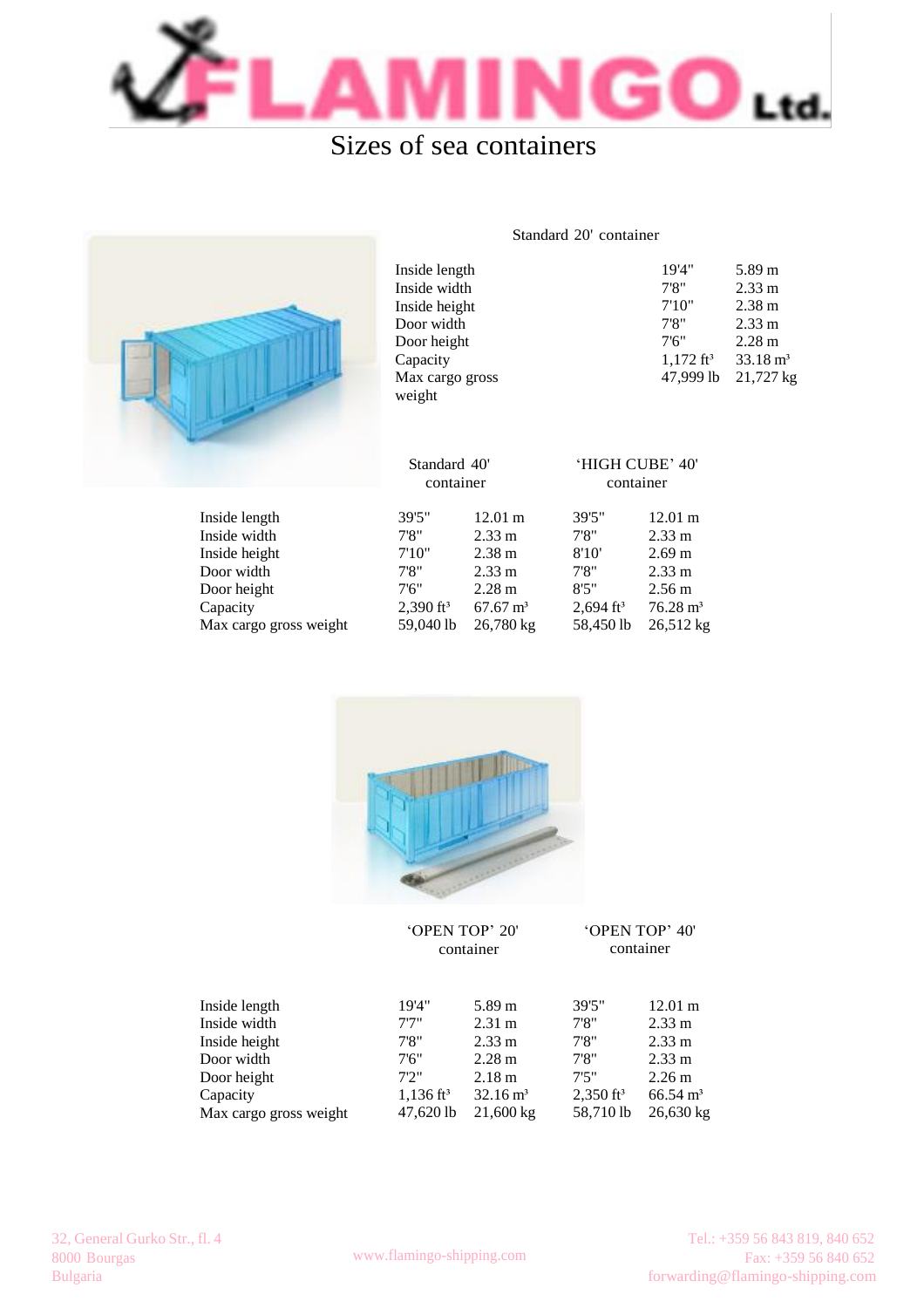# FLAMINGO Ltd.

## Sizes of sea containers

### Standard 20' container

| | | |
|---|---|---|
| Inside length | 19'4" | 5.89 m |
| Inside width | 7'8" | 2.33 m |
| Inside height | 7'10" | 2.38 m |
| Door width | 7'8" | 2.33 m |
| Door height | 7'6" | 2.28 m |
| Capacity | 1,172 $ft^3$ | 33.18 $m^3$ |
| Max cargo gross weight | 47,999 lb | 21,727 kg |

| | Standard 40' container | | 'HIGH CUBE' 40' container | |
|---|---|---|---|---|
| Inside length | 39'5" | 12.01 m | 39'5" | 12.01 m |
| Inside width | 7'8" | 2.33 m | 7'8" | 2.33 m |
| Inside height | 7'10" | 2.38 m | 8'10' | 2.69 m |
| Door width | 7'8" | 2.33 m | 7'8" | 2.33 m |
| Door height | 7'6" | 2.28 m | 8'5" | 2.56 m |
| Capacity | 2,390 $ft^3$ | 67.67 $m^3$ | 2,694 $ft^3$ | 76.28 $m^3$ |
| Max cargo gross weight | 59,040 lb | 26,780 kg | 58,450 lb | 26,512 kg |

| | 'OPEN TOP' 20' container | | 'OPEN TOP' 40' container | |
|---|---|---|---|---|
| Inside length | 19'4" | 5.89 m | 39'5" | 12.01 m |
| Inside width | 7'7" | 2.31 m | 7'8" | 2.33 m |
| Inside height | 7'8" | 2.33 m | 7'8" | 2.33 m |
| Door width | 7'6" | 2.28 m | 7'8" | 2.33 m |
| Door height | 7'2" | 2.18 m | 7'5" | 2.26 m |
| Capacity | 1,136 $ft^3$ | 32.16 $m^3$ | 2,350 $ft^3$ | 66.54 $m^3$ |
| Max cargo gross weight | 47,620 lb | 21,600 kg | 58,710 lb | 26,630 kg |

32, General Gurko Str., fl. 4
8000 Bourgas
Bulgaria

www.flamingo-shipping.com

Tel.: +359 56 843 819, 840 652
Fax: +359 56 840 652
forwarding@flamingo-shipping.com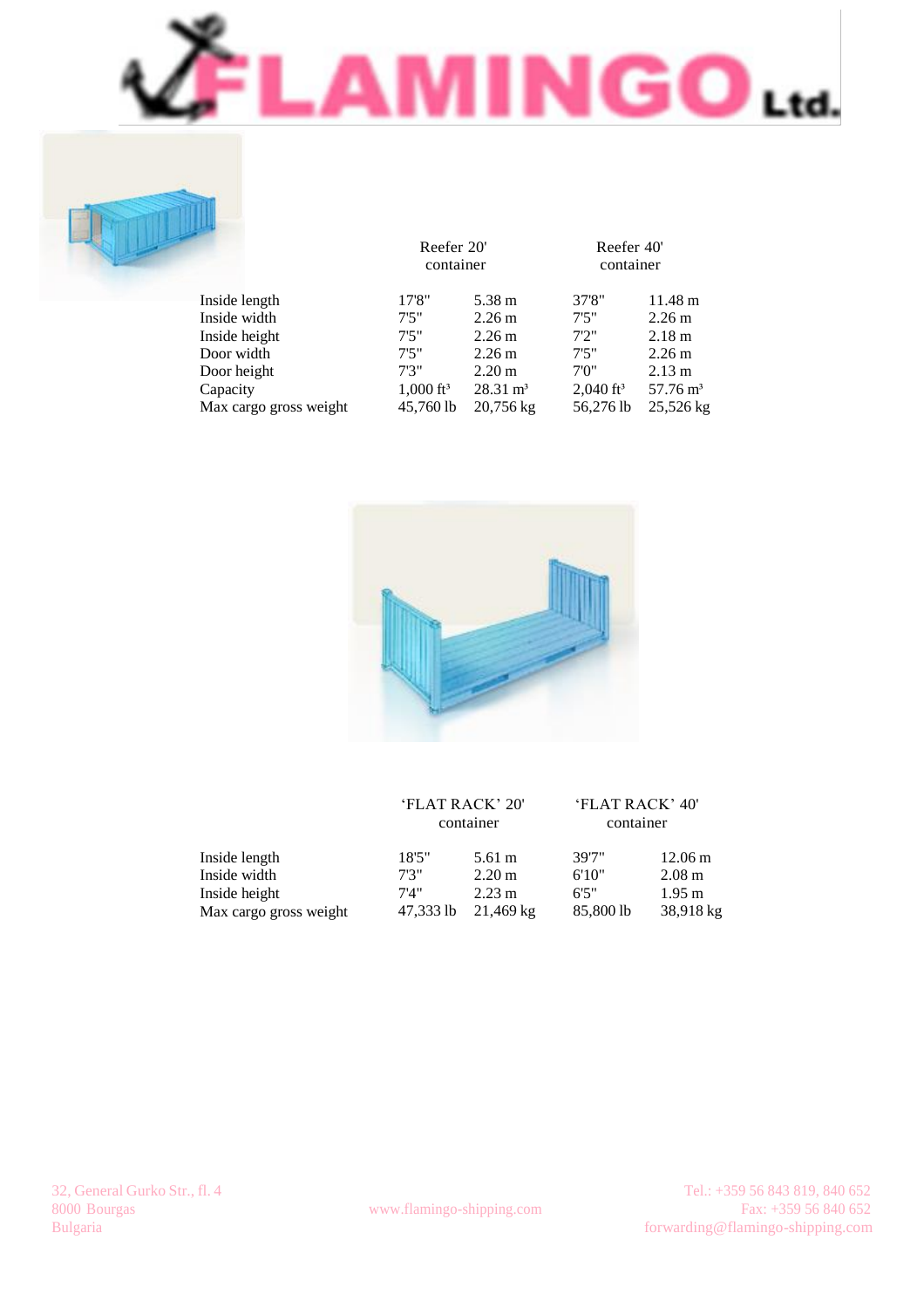| | Reefer 20' container | | Reefer 40' container | |
|---|---|---|---|---|
| Inside length | 17'8" | 5.38 m | 37'8" | 11.48 m |
| Inside width | 7'5" | 2.26 m | 7'5" | 2.26 m |
| Inside height | 7'5" | 2.26 m | 7'2" | 2.18 m |
| Door width | 7'5" | 2.26 m | 7'5" | 2.26 m |
| Door height | 7'3" | 2.20 m | 7'0" | 2.13 m |
| Capacity | 1,000 ft³ | 28.31 m³ | 2,040 ft³ | 57.76 m³ |
| Max cargo gross weight | 45,760 lb | 20,756 kg | 56,276 lb | 25,526 kg |

| | 'FLAT RACK' 20' container | | 'FLAT RACK' 40' container | |
|---|---|---|---|---|
| Inside length | 18'5" | 5.61 m | 39'7" | 12.06 m |
| Inside width | 7'3" | 2.20 m | 6'10" | 2.08 m |
| Inside height | 7'4" | 2.23 m | 6'5" | 1.95 m |
| Max cargo gross weight | 47,333 lb | 21,469 kg | 85,800 lb | 38,918 kg |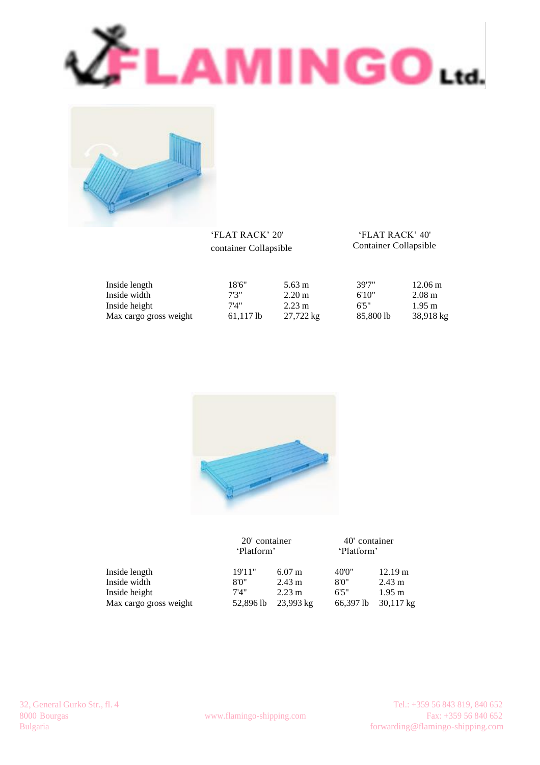| | 'FLAT RACK' 20' container Collapsible | | 'FLAT RACK' 40' Container Collapsible | |
|---|---|---|---|---|
| Inside length | 18'6" | 5.63 m | 39'7" | 12.06 m |
| Inside width | 7'3" | 2.20 m | 6'10" | 2.08 m |
| Inside height | 7'4" | 2.23 m | 6'5" | 1.95 m |
| Max cargo gross weight | 61,117 lb | 27,722 kg | 85,800 lb | 38,918 kg |

| | 20' container 'Platform' | | 40' container 'Platform' | |
|---|---|---|---|---|
| Inside length | 19'11" | 6.07 m | 40'0" | 12.19 m |
| Inside width | 8'0" | 2.43 m | 8'0" | 2.43 m |
| Inside height | 7'4" | 2.23 m | 6'5" | 1.95 m |
| Max cargo gross weight | 52,896 lb | 23,993 kg | 66,397 lb | 30,117 kg |